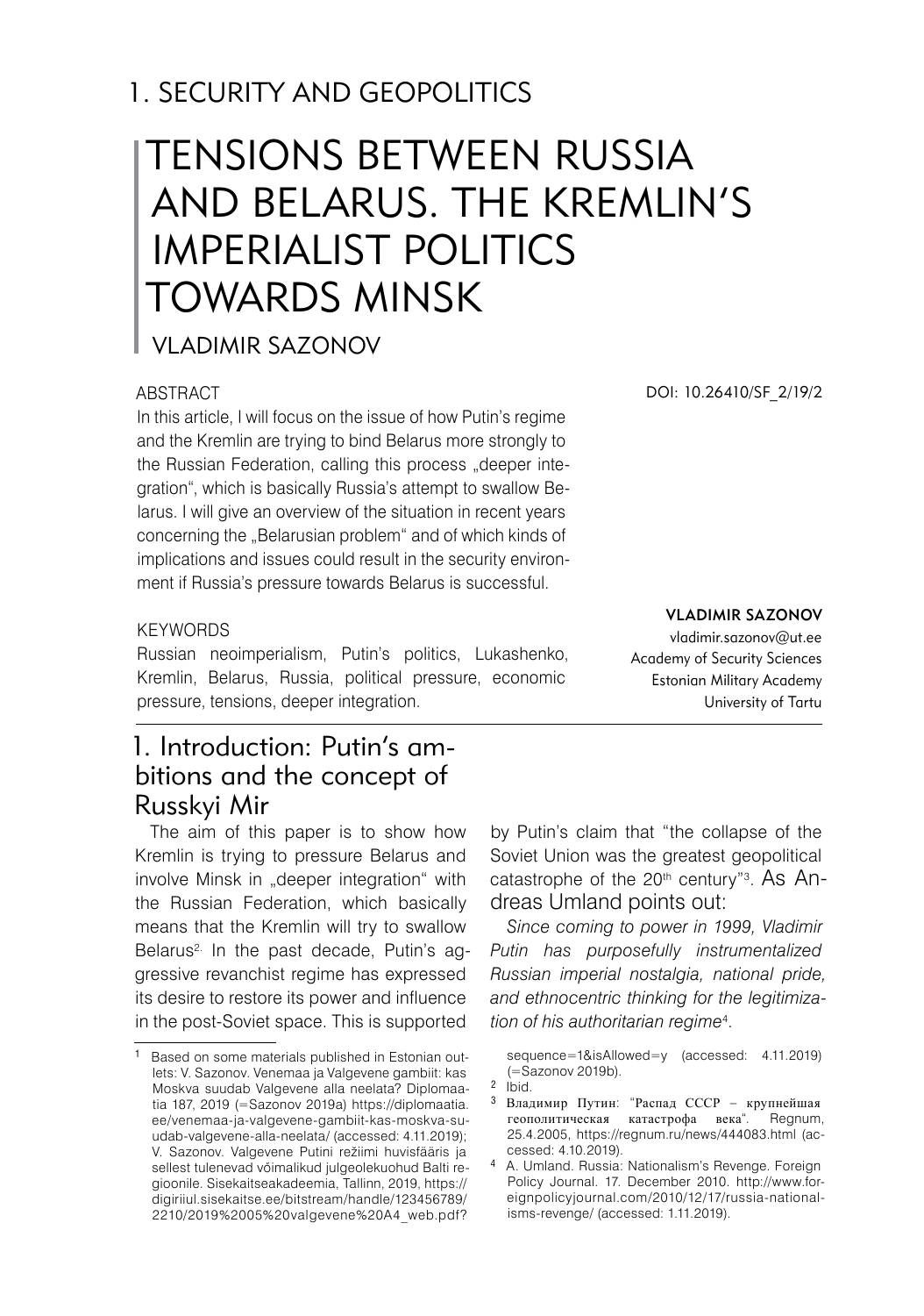# 1. SECURITY AND GEOPOLITICS

# TENSIONS BETWEEN RUSSIA AND BELARUS. THE KREMLIN'S IMPERIALIST POLITICS TOWARDS MINSK

## VLADIMIR SAZONOV

DOI: 10.26410/SF_2/19/2

### ABSTRACT

In this article, I will focus on the issue of how Putin's regime and the Kremlin are trying to bind Belarus more strongly to the Russian Federation, calling this process „deeper integration", which is basically Russia's attempt to swallow Belarus. I will give an overview of the situation in recent years concerning the „Belarusian problem" and of which kinds of implications and issues could result in the security environment if Russia's pressure towards Belarus is successful.

### KEYWORDS

Russian neoimperialism, Putin's politics, Lukashenko, Kremlin, Belarus, Russia, political pressure, economic pressure, tensions, deeper integration.

**VLADIMIR SAZONOV**
vladimir.sazonov@ut.ee
Academy of Security Sciences
Estonian Military Academy
University of Tartu

## 1. Introduction: Putin's ambitions and the concept of Russkyi Mir

The aim of this paper is to show how Kremlin is trying to pressure Belarus and involve Minsk in „deeper integration" with the Russian Federation, which basically means that the Kremlin will try to swallow Belarus[2]. In the past decade, Putin's aggressive revanchist regime has expressed its desire to restore its power and influence in the post-Soviet space. This is supported by Putin's claim that "the collapse of the Soviet Union was the greatest geopolitical catastrophe of the 20[th] century"[3]. As Andreas Umland points out:

*Since coming to power in 1999, Vladimir Putin has purposefully instrumentalized Russian imperial nostalgia, national pride, and ethnocentric thinking for the legitimization of his authoritarian regime*[4].

---

[1] Based on some materials published in Estonian outlets: V. Sazonov. Venemaa ja Valgevene gambiit: kas Moskva suudab Valgevene alla neelata? Diplomaatia 187, 2019 (=Sazonov 2019a) https://diplomaatia.ee/venemaa-ja-valgevene-gambiit-kas-moskva-suudab-valgevene-alla-neelata/ (accessed: 4.11.2019); V. Sazonov. Valgevene Putini režiimi huvisfääris ja sellest tulenevad võimalikud julgeolekuohud Balti regioonile. Sisekaitseakadeemia, Tallinn, 2019, https://digiriiul.sisekaitse.ee/bitstream/handle/123456789/2210/2019%2005%20valgevene%20A4_web.pdf?sequence=1&isAllowed=y (accessed: 4.11.2019) (=Sazonov 2019b).

[2] Ibid.

[3] Владимир Путин: "Распад СССР – крупнейшая геополитическая катастрофа века". Regnum, 25.4.2005, https://regnum.ru/news/444083.html (accessed: 4.10.2019).

[4] A. Umland. Russia: Nationalism's Revenge. Foreign Policy Journal. 17. December 2010. http://www.foreignpolicyjournal.com/2010/12/17/russia-nationalisms-revenge/ (accessed: 1.11.2019).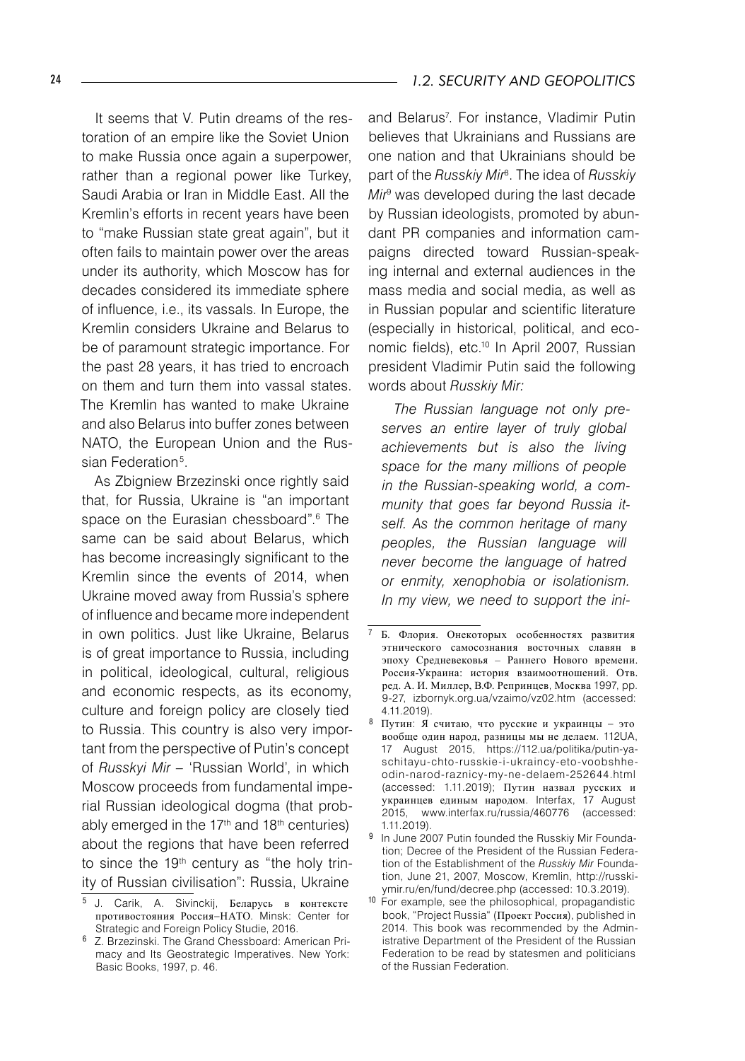It seems that V. Putin dreams of the restoration of an empire like the Soviet Union to make Russia once again a superpower, rather than a regional power like Turkey, Saudi Arabia or Iran in Middle East. All the Kremlin's efforts in recent years have been to "make Russian state great again", but it often fails to maintain power over the areas under its authority, which Moscow has for decades considered its immediate sphere of influence, i.e., its vassals. In Europe, the Kremlin considers Ukraine and Belarus to be of paramount strategic importance. For the past 28 years, it has tried to encroach on them and turn them into vassal states. The Kremlin has wanted to make Ukraine and also Belarus into buffer zones between NATO, the European Union and the Russian Federation[5].

As Zbigniew Brzezinski once rightly said that, for Russia, Ukraine is "an important space on the Eurasian chessboard".[6] The same can be said about Belarus, which has become increasingly significant to the Kremlin since the events of 2014, when Ukraine moved away from Russia's sphere of influence and became more independent in own politics. Just like Ukraine, Belarus is of great importance to Russia, including in political, ideological, cultural, religious and economic respects, as its economy, culture and foreign policy are closely tied to Russia. This country is also very important from the perspective of Putin's concept of *Russkyi Mir* – 'Russian World', in which Moscow proceeds from fundamental imperial Russian ideological dogma (that probably emerged in the 17th and 18th centuries) about the regions that have been referred to since the 19th century as "the holy trinity of Russian civilisation": Russia, Ukraine and Belarus[7]. For instance, Vladimir Putin believes that Ukrainians and Russians are one nation and that Ukrainians should be part of the *Russkiy Mir*[8]. The idea of *Russkiy Mir*[9] was developed during the last decade by Russian ideologists, promoted by abundant PR companies and information campaigns directed toward Russian-speaking internal and external audiences in the mass media and social media, as well as in Russian popular and scientific literature (especially in historical, political, and economic fields), etc.[10] In April 2007, Russian president Vladimir Putin said the following words about *Russkiy Mir:*

> *The Russian language not only preserves an entire layer of truly global achievements but is also the living space for the many millions of people in the Russian-speaking world, a community that goes far beyond Russia itself. As the common heritage of many peoples, the Russian language will never become the language of hatred or enmity, xenophobia or isolationism. In my view, we need to support the ini-*

---

[5] J. Carik, A. Sivinckij, Беларусь в контексте противостояния Россия–НАТО. Minsk: Center for Strategic and Foreign Policy Studie, 2016.

[6] Z. Brzezinski. The Grand Chessboard: American Primacy and Its Geostrategic Imperatives. New York: Basic Books, 1997, p. 46.

[7] Б. Флория. Онекоторых особенностях развития этнического самосознания восточных славян в эпоху Средневековья – Раннего Нового времени. Россия-Украина: история взаимоотношений. Отв. ред. А. И. Миллер, В.Ф. Репринцев, Москва 1997, pp. 9-27, izbornyk.org.ua/vzaimo/vz02.htm (accessed: 4.11.2019).

[8] Путин: Я считаю, что русские и украинцы – это вообще один народ, разницы мы не делаем. 112UA, 17 August 2015, https://112.ua/politika/putin-ya-schitayu-chto-russkie-i-ukraincy-eto-voobshhe-odin-narod-raznicy-my-ne-delaem-252644.html (accessed: 1.11.2019); Путин назвал русских и украинцев единым народом. Interfax, 17 August 2015, www.interfax.ru/russia/460776 (accessed: 1.11.2019).

[9] In June 2007 Putin founded the Russkiy Mir Foundation; Decree of the President of the Russian Federation of the Establishment of the *Russkiy Mir* Foundation, June 21, 2007, Moscow, Kremlin, http://russkiymir.ru/en/fund/decree.php (accessed: 10.3.2019).

[10] For example, see the philosophical, propagandistic book, "Project Russia" (Проект Россия), published in 2014. This book was recommended by the Administrative Department of the President of the Russian Federation to be read by statesmen and politicians of the Russian Federation.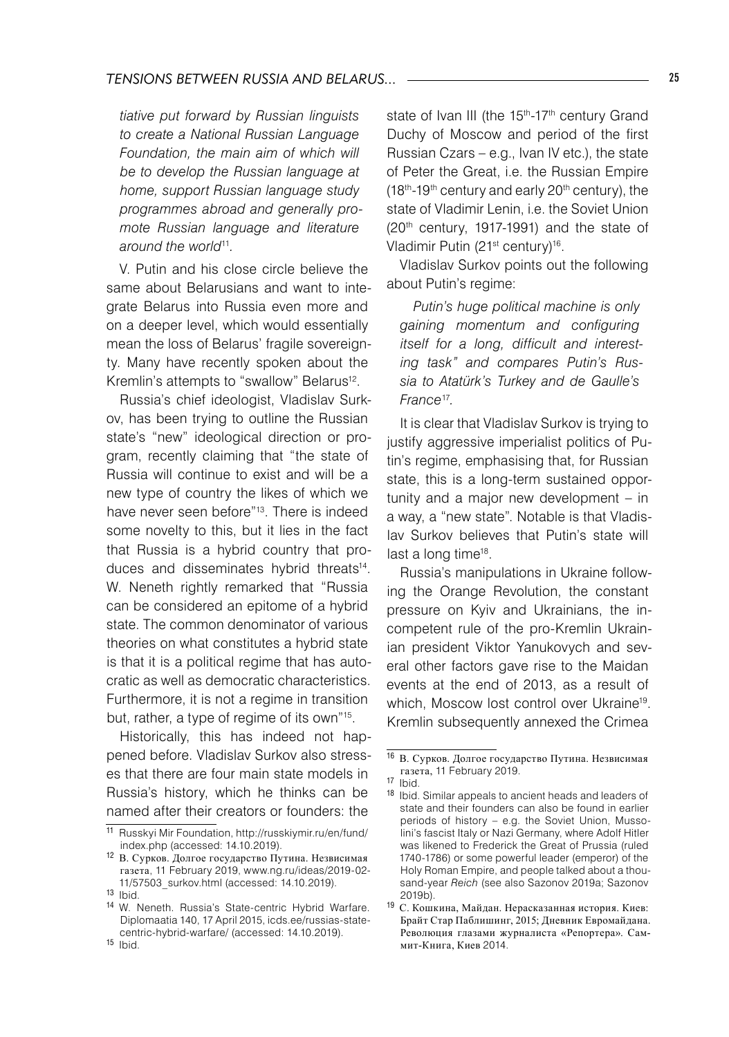*tiative put forward by Russian linguists to create a National Russian Language Foundation, the main aim of which will be to develop the Russian language at home, support Russian language study programmes abroad and generally promote Russian language and literature around the world*[11].

V. Putin and his close circle believe the same about Belarusians and want to integrate Belarus into Russia even more and on a deeper level, which would essentially mean the loss of Belarus' fragile sovereignty. Many have recently spoken about the Kremlin's attempts to "swallow" Belarus[12].

Russia's chief ideologist, Vladislav Surkov, has been trying to outline the Russian state's "new" ideological direction or program, recently claiming that "the state of Russia will continue to exist and will be a new type of country the likes of which we have never seen before"[13]. There is indeed some novelty to this, but it lies in the fact that Russia is a hybrid country that produces and disseminates hybrid threats[14]. W. Neneth rightly remarked that "Russia can be considered an epitome of a hybrid state. The common denominator of various theories on what constitutes a hybrid state is that it is a political regime that has autocratic as well as democratic characteristics. Furthermore, it is not a regime in transition but, rather, a type of regime of its own"[15].

Historically, this has indeed not happened before. Vladislav Surkov also stresses that there are four main state models in Russia's history, which he thinks can be named after their creators or founders: the state of Ivan III (the 15th-17th century Grand Duchy of Moscow and period of the first Russian Czars – e.g., Ivan IV etc.), the state of Peter the Great, i.e. the Russian Empire (18th-19th century and early 20th century), the state of Vladimir Lenin, i.e. the Soviet Union (20th century, 1917-1991) and the state of Vladimir Putin (21st century)[16].

Vladislav Surkov points out the following about Putin's regime:

> *Putin's huge political machine is only gaining momentum and configuring itself for a long, difficult and interesting task" and compares Putin's Russia to Atatürk's Turkey and de Gaulle's France*[17].

It is clear that Vladislav Surkov is trying to justify aggressive imperialist politics of Putin's regime, emphasising that, for Russian state, this is a long-term sustained opportunity and a major new development – in a way, a "new state". Notable is that Vladislav Surkov believes that Putin's state will last a long time[18].

Russia's manipulations in Ukraine following the Orange Revolution, the constant pressure on Kyiv and Ukrainians, the incompetent rule of the pro-Kremlin Ukrainian president Viktor Yanukovych and several other factors gave rise to the Maidan events at the end of 2013, as a result of which, Moscow lost control over Ukraine[19]. Kremlin subsequently annexed the Crimea

---

[11] Russkyi Mir Foundation, http://russkiymir.ru/en/fund/index.php (accessed: 14.10.2019).

[12] В. Сурков. Долгое государство Путина. Незвисимая газета, 11 February 2019, www.ng.ru/ideas/2019-02-11/57503_surkov.html (accessed: 14.10.2019).

[13] Ibid.

[14] W. Neneth. Russia's State-centric Hybrid Warfare. Diplomaatia 140, 17 April 2015, icds.ee/russias-state-centric-hybrid-warfare/ (accessed: 14.10.2019).

[15] Ibid.

[16] В. Сурков. Долгое государство Путина. Незвисимая газета, 11 February 2019.

[17] Ibid.

[18] Ibid. Similar appeals to ancient heads and leaders of state and their founders can also be found in earlier periods of history – e.g. the Soviet Union, Mussolini's fascist Italy or Nazi Germany, where Adolf Hitler was likened to Frederick the Great of Prussia (ruled 1740-1786) or some powerful leader (emperor) of the Holy Roman Empire, and people talked about a thousand-year *Reich* (see also Sazonov 2019a; Sazonov 2019b).

[19] С. Кошкина, Майдан. Нерасказанная история. Киев: Брайт Стар Паблишинг, 2015; Дневник Евромайдана. Революция глазами журналиста «Репортера». Саммит-Книга, Киев 2014.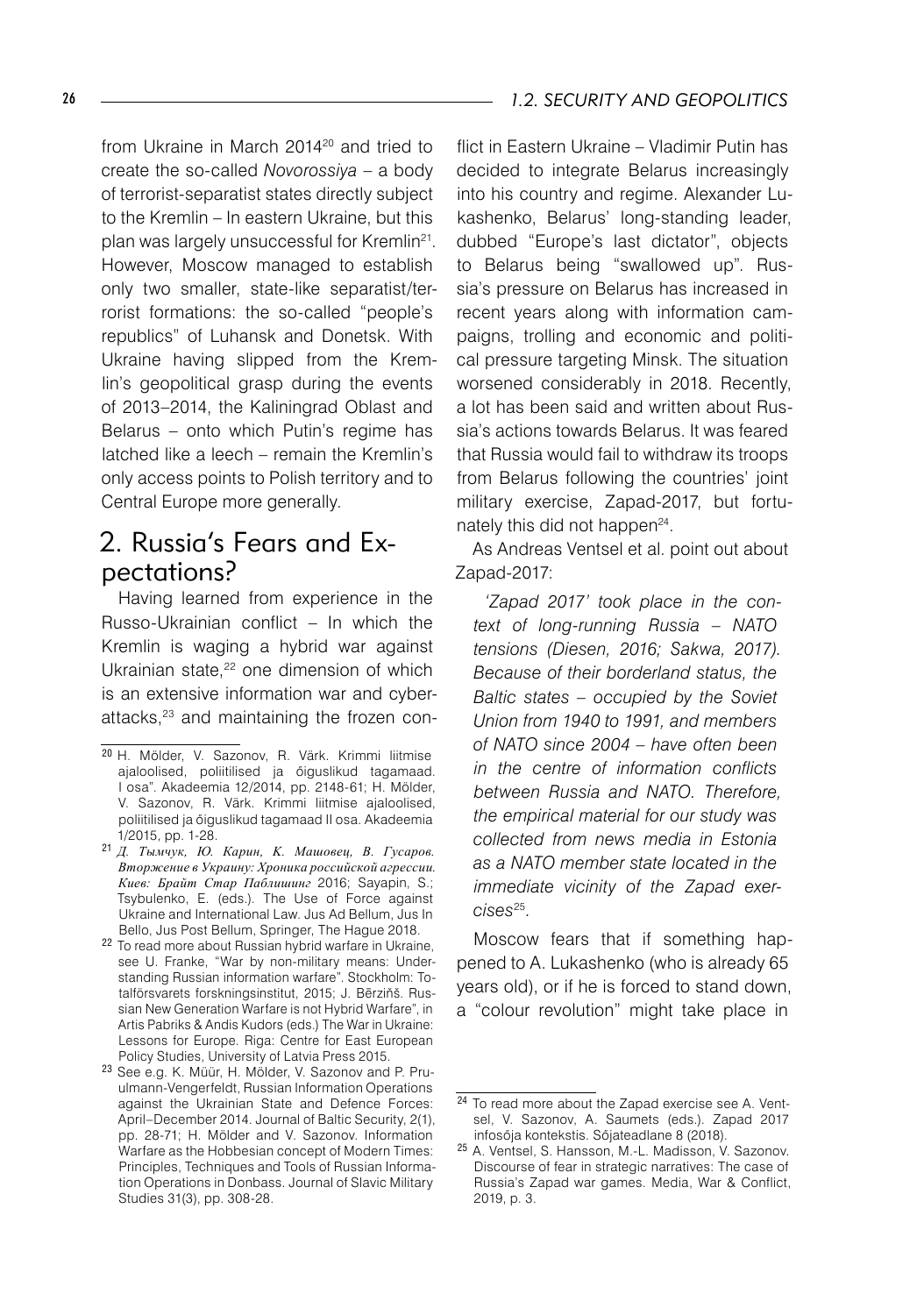from Ukraine in March 2014[20] and tried to create the so-called *Novorossiya* – a body of terrorist-separatist states directly subject to the Kremlin – In eastern Ukraine, but this plan was largely unsuccessful for Kremlin[21]. However, Moscow managed to establish only two smaller, state-like separatist/terrorist formations: the so-called "people's republics" of Luhansk and Donetsk. With Ukraine having slipped from the Kremlin's geopolitical grasp during the events of 2013–2014, the Kaliningrad Oblast and Belarus – onto which Putin's regime has latched like a leech – remain the Kremlin's only access points to Polish territory and to Central Europe more generally.

## 2. Russia's Fears and Expectations?

Having learned from experience in the Russo-Ukrainian conflict – In which the Kremlin is waging a hybrid war against Ukrainian state,[22] one dimension of which is an extensive information war and cyber-attacks,[23] and maintaining the frozen conflict in Eastern Ukraine – Vladimir Putin has decided to integrate Belarus increasingly into his country and regime. Alexander Lukashenko, Belarus' long-standing leader, dubbed "Europe's last dictator", objects to Belarus being "swallowed up". Russia's pressure on Belarus has increased in recent years along with information campaigns, trolling and economic and political pressure targeting Minsk. The situation worsened considerably in 2018. Recently, a lot has been said and written about Russia's actions towards Belarus. It was feared that Russia would fail to withdraw its troops from Belarus following the countries' joint military exercise, Zapad-2017, but fortunately this did not happen[24].

As Andreas Ventsel et al. point out about Zapad-2017:

> *'Zapad 2017' took place in the context of long-running Russia – NATO tensions (Diesen, 2016; Sakwa, 2017). Because of their borderland status, the Baltic states – occupied by the Soviet Union from 1940 to 1991, and members of NATO since 2004 – have often been in the centre of information conflicts between Russia and NATO. Therefore, the empirical material for our study was collected from news media in Estonia as a NATO member state located in the immediate vicinity of the Zapad exercises*[25].

Moscow fears that if something happened to A. Lukashenko (who is already 65 years old), or if he is forced to stand down, a "colour revolution" might take place in

---

[20] H. Mölder, V. Sazonov, R. Värk. Krimmi liitmise ajaloolised, poliitilised ja õiguslikud tagamaad. I osa". Akadeemia 12/2014, pp. 2148-61; H. Mölder, V. Sazonov, R. Värk. Krimmi liitmise ajaloolised, poliitilised ja õiguslikud tagamaad II osa. Akadeemia 1/2015, pp. 1-28.

[21] *Д. Тымчук, Ю. Карин, К. Машовец, В. Гусаров. Вторжение в Украину: Хроника российской агрессии. Киев: Брайт Стар Паблишинг* 2016; Sayapin, S.; Tsybulenko, E. (eds.). The Use of Force against Ukraine and International Law. Jus Ad Bellum, Jus In Bello, Jus Post Bellum, Springer, The Hague 2018.

[22] To read more about Russian hybrid warfare in Ukraine, see U. Franke, "War by non-military means: Understanding Russian information warfare". Stockholm: Totalförsvarets forskningsinstitut, 2015; J. Bērziņš. Russian New Generation Warfare is not Hybrid Warfare", in Artis Pabriks & Andis Kudors (eds.) The War in Ukraine: Lessons for Europe. Riga: Centre for East European Policy Studies, University of Latvia Press 2015.

[23] See e.g. K. Müür, H. Mölder, V. Sazonov and P. Pruulmann-Vengerfeldt, Russian Information Operations against the Ukrainian State and Defence Forces: April–December 2014. Journal of Baltic Security, 2(1), pp. 28-71; H. Mölder and V. Sazonov. Information Warfare as the Hobbesian concept of Modern Times: Principles, Techniques and Tools of Russian Information Operations in Donbass. Journal of Slavic Military Studies 31(3), pp. 308-28.

[24] To read more about the Zapad exercise see A. Ventsel, V. Sazonov, A. Saumets (eds.). Zapad 2017 infosõja kontekstis. Sõjateadlane 8 (2018).

[25] A. Ventsel, S. Hansson, M.-L. Madisson, V. Sazonov. Discourse of fear in strategic narratives: The case of Russia's Zapad war games. Media, War & Conflict, 2019, p. 3.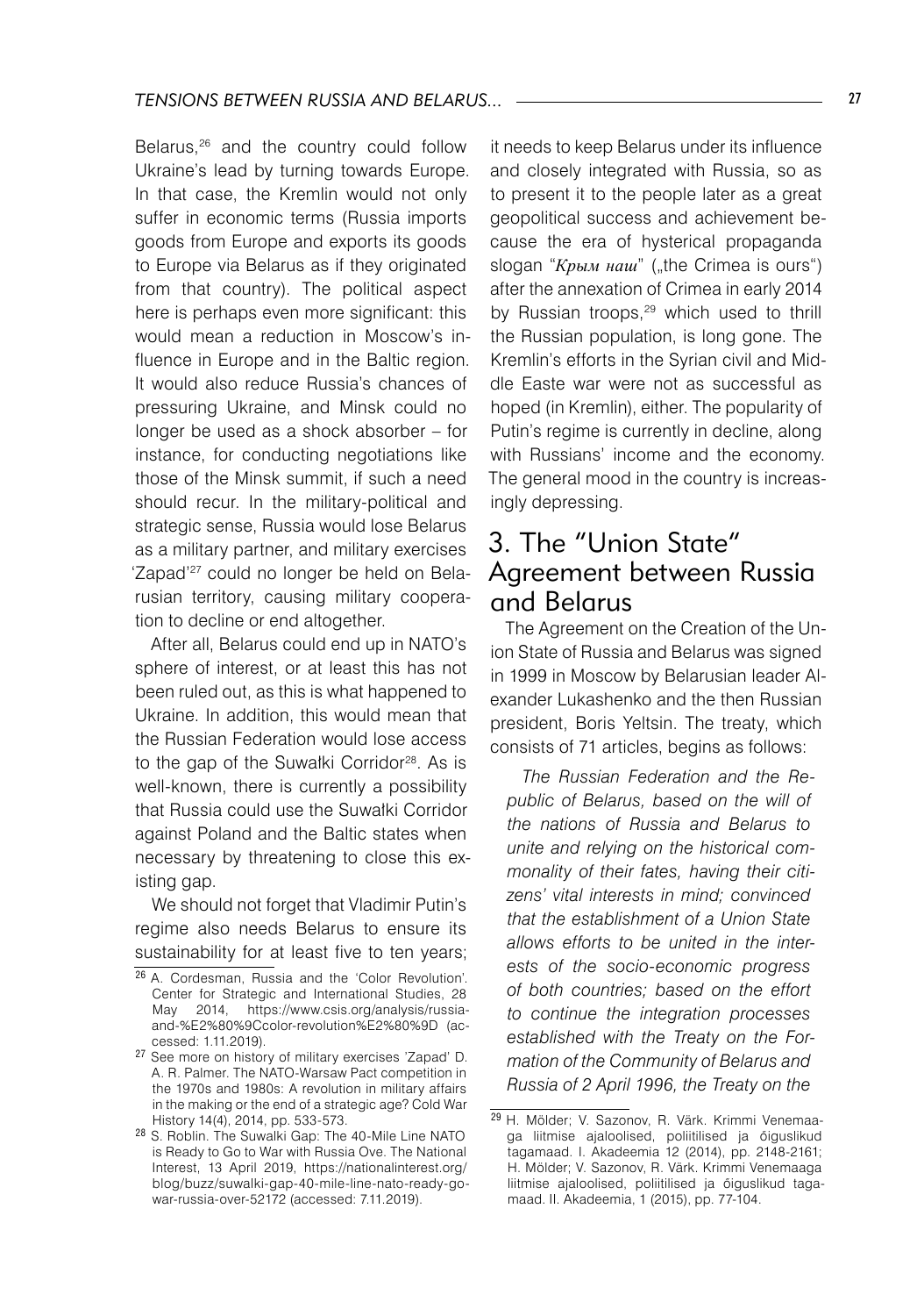Belarus,[26] and the country could follow Ukraine's lead by turning towards Europe. In that case, the Kremlin would not only suffer in economic terms (Russia imports goods from Europe and exports its goods to Europe via Belarus as if they originated from that country). The political aspect here is perhaps even more significant: this would mean a reduction in Moscow's influence in Europe and in the Baltic region. It would also reduce Russia's chances of pressuring Ukraine, and Minsk could no longer be used as a shock absorber – for instance, for conducting negotiations like those of the Minsk summit, if such a need should recur. In the military-political and strategic sense, Russia would lose Belarus as a military partner, and military exercises 'Zapad'[27] could no longer be held on Belarusian territory, causing military cooperation to decline or end altogether.

After all, Belarus could end up in NATO's sphere of interest, or at least this has not been ruled out, as this is what happened to Ukraine. In addition, this would mean that the Russian Federation would lose access to the gap of the Suwałki Corridor[28]. As is well-known, there is currently a possibility that Russia could use the Suwałki Corridor against Poland and the Baltic states when necessary by threatening to close this existing gap.

We should not forget that Vladimir Putin's regime also needs Belarus to ensure its sustainability for at least five to ten years; it needs to keep Belarus under its influence and closely integrated with Russia, so as to present it to the people later as a great geopolitical success and achievement because the era of hysterical propaganda slogan "*Крым наш*" („the Crimea is ours") after the annexation of Crimea in early 2014 by Russian troops,[29] which used to thrill the Russian population, is long gone. The Kremlin's efforts in the Syrian civil and Middle Easte war were not as successful as hoped (in Kremlin), either. The popularity of Putin's regime is currently in decline, along with Russians' income and the economy. The general mood in the country is increasingly depressing.

## 3. The "Union State" Agreement between Russia and Belarus

The Agreement on the Creation of the Union State of Russia and Belarus was signed in 1999 in Moscow by Belarusian leader Alexander Lukashenko and the then Russian president, Boris Yeltsin. The treaty, which consists of 71 articles, begins as follows:

> *The Russian Federation and the Republic of Belarus, based on the will of the nations of Russia and Belarus to unite and relying on the historical commonality of their fates, having their citizens' vital interests in mind; convinced that the establishment of a Union State allows efforts to be united in the interests of the socio-economic progress of both countries; based on the effort to continue the integration processes established with the Treaty on the Formation of the Community of Belarus and Russia of 2 April 1996, the Treaty on the*

---

[26] A. Cordesman, Russia and the 'Color Revolution'. Center for Strategic and International Studies, 28 May 2014, https://www.csis.org/analysis/russia-and-%E2%80%9Ccolor-revolution%E2%80%9D (accessed: 1.11.2019).

[27] See more on history of military exercises 'Zapad' D. A. R. Palmer. The NATO-Warsaw Pact competition in the 1970s and 1980s: A revolution in military affairs in the making or the end of a strategic age? Cold War History 14(4), 2014, pp. 533-573.

[28] S. Roblin. The Suwalki Gap: The 40-Mile Line NATO is Ready to Go to War with Russia Ove. The National Interest, 13 April 2019, https://nationalinterest.org/blog/buzz/suwalki-gap-40-mile-line-nato-ready-go-war-russia-over-52172 (accessed: 7.11.2019).

[29] H. Mölder; V. Sazonov, R. Värk. Krimmi Venemaaga liitmise ajaloolised, poliitilised ja õiguslikud tagamaad. I. Akadeemia 12 (2014), pp. 2148-2161; H. Mölder; V. Sazonov, R. Värk. Krimmi Venemaaga liitmise ajaloolised, poliitilised ja õiguslikud tagamaad. II. Akadeemia, 1 (2015), pp. 77-104.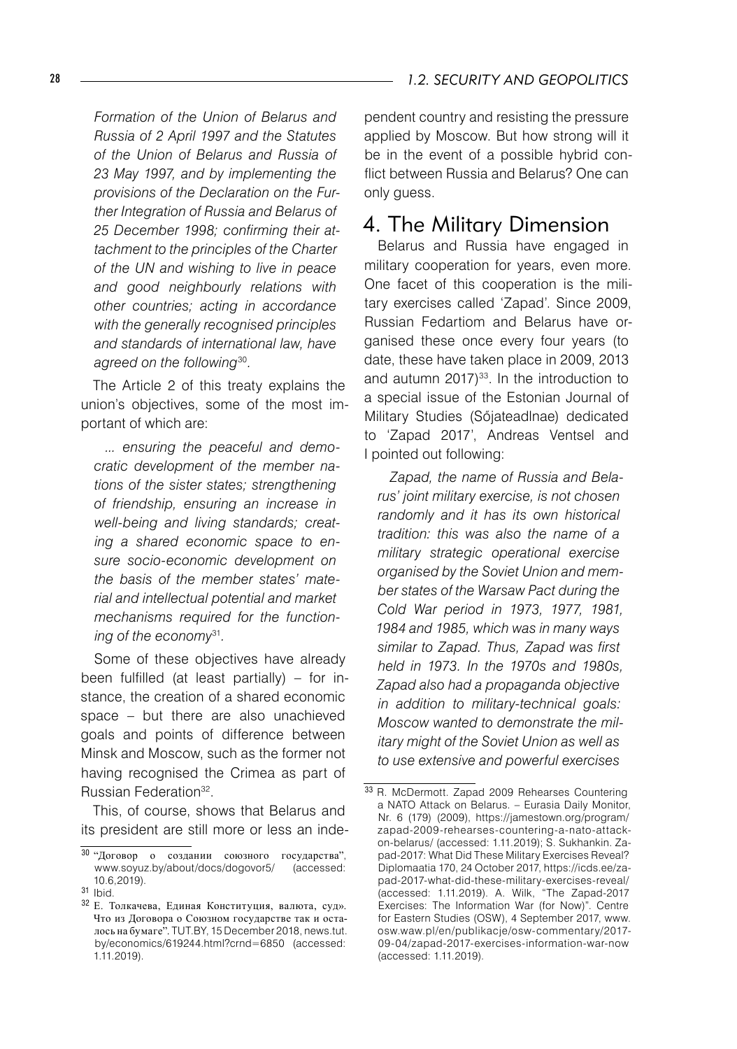*Formation of the Union of Belarus and Russia of 2 April 1997 and the Statutes of the Union of Belarus and Russia of 23 May 1997, and by implementing the provisions of the Declaration on the Further Integration of Russia and Belarus of 25 December 1998; confirming their attachment to the principles of the Charter of the UN and wishing to live in peace and good neighbourly relations with other countries; acting in accordance with the generally recognised principles and standards of international law, have agreed on the following*[30].

The Article 2 of this treaty explains the union's objectives, some of the most important of which are:

> *... ensuring the peaceful and democratic development of the member nations of the sister states; strengthening of friendship, ensuring an increase in well-being and living standards; creating a shared economic space to ensure socio-economic development on the basis of the member states' material and intellectual potential and market mechanisms required for the functioning of the economy*[31].

Some of these objectives have already been fulfilled (at least partially) – for instance, the creation of a shared economic space – but there are also unachieved goals and points of difference between Minsk and Moscow, such as the former not having recognised the Crimea as part of Russian Federation[32].

This, of course, shows that Belarus and its president are still more or less an independent country and resisting the pressure applied by Moscow. But how strong will it be in the event of a possible hybrid conflict between Russia and Belarus? One can only guess.

## 4. The Military Dimension

Belarus and Russia have engaged in military cooperation for years, even more. One facet of this cooperation is the military exercises called 'Zapad'. Since 2009, Russian Fedartiom and Belarus have organised these once every four years (to date, these have taken place in 2009, 2013 and autumn 2017)[33]. In the introduction to a special issue of the Estonian Journal of Military Studies (Sõjateadlnae) dedicated to 'Zapad 2017', Andreas Ventsel and I pointed out following:

> *Zapad, the name of Russia and Belarus' joint military exercise, is not chosen randomly and it has its own historical tradition: this was also the name of a military strategic operational exercise organised by the Soviet Union and member states of the Warsaw Pact during the Cold War period in 1973, 1977, 1981, 1984 and 1985, which was in many ways similar to Zapad. Thus, Zapad was first held in 1973. In the 1970s and 1980s, Zapad also had a propaganda objective in addition to military-technical goals: Moscow wanted to demonstrate the military might of the Soviet Union as well as to use extensive and powerful exercises*

---

[30] "Договор о создании союзного государства", www.soyuz.by/about/docs/dogovor5/ (accessed: 10.6,2019).

[31] Ibid.

[32] Е. Толкачева, Единая Конституция, валюта, суд». Что из Договора о Союзном государстве так и осталось на бумаге". TUT.BY, 15 December 2018, news.tut.by/economics/619244.html?crnd=6850 (accessed: 1.11.2019).

[33] R. McDermott. Zapad 2009 Rehearses Countering a NATO Attack on Belarus. – Eurasia Daily Monitor, Nr. 6 (179) (2009), https://jamestown.org/program/zapad-2009-rehearses-countering-a-nato-attack-on-belarus/ (accessed: 1.11.2019); S. Sukhankin. Zapad-2017: What Did These Military Exercises Reveal? Diplomaatia 170, 24 October 2017, https://icds.ee/zapad-2017-what-did-these-military-exercises-reveal/ (accessed: 1.11.2019). A. Wilk, "The Zapad-2017 Exercises: The Information War (for Now)". Centre for Eastern Studies (OSW), 4 September 2017, www.osw.waw.pl/en/publikacje/osw-commentary/2017-09-04/zapad-2017-exercises-information-war-now (accessed: 1.11.2019).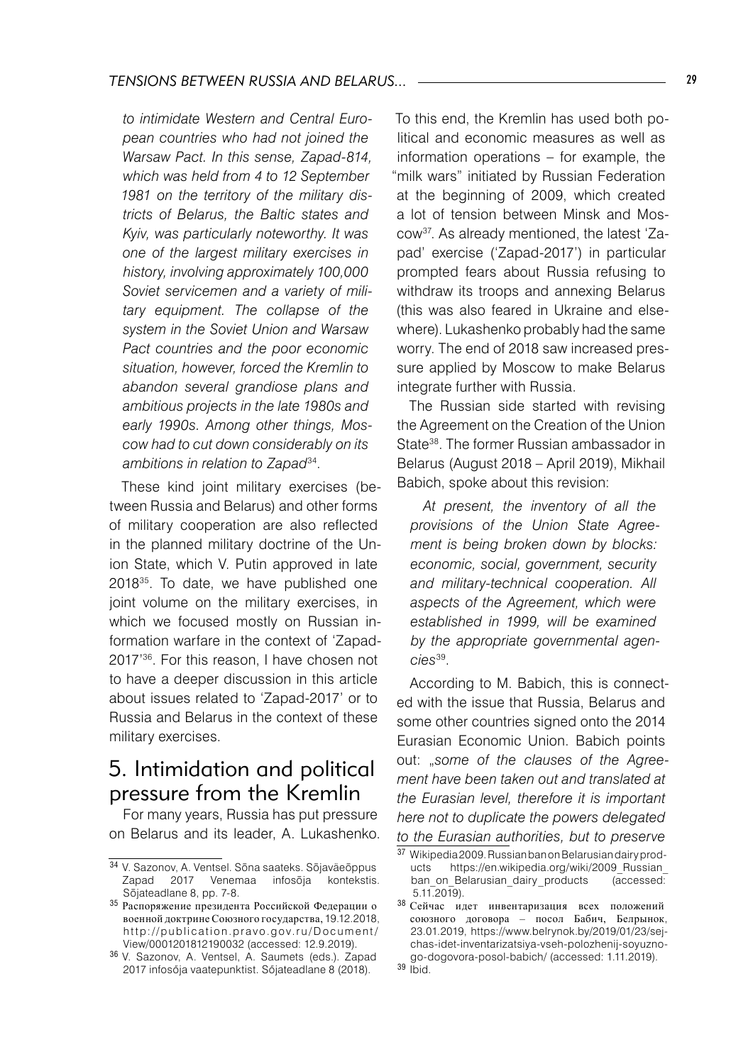*to intimidate Western and Central European countries who had not joined the Warsaw Pact. In this sense, Zapad-814, which was held from 4 to 12 September 1981 on the territory of the military districts of Belarus, the Baltic states and Kyiv, was particularly noteworthy. It was one of the largest military exercises in history, involving approximately 100,000 Soviet servicemen and a variety of military equipment. The collapse of the system in the Soviet Union and Warsaw Pact countries and the poor economic situation, however, forced the Kremlin to abandon several grandiose plans and ambitious projects in the late 1980s and early 1990s. Among other things, Moscow had to cut down considerably on its ambitions in relation to Zapad*[34].

These kind joint military exercises (between Russia and Belarus) and other forms of military cooperation are also reflected in the planned military doctrine of the Union State, which V. Putin approved in late 2018[35]. To date, we have published one joint volume on the military exercises, in which we focused mostly on Russian information warfare in the context of 'Zapad-2017'[36]. For this reason, I have chosen not to have a deeper discussion in this article about issues related to 'Zapad-2017' or to Russia and Belarus in the context of these military exercises.

## 5. Intimidation and political pressure from the Kremlin

For many years, Russia has put pressure on Belarus and its leader, A. Lukashenko. To this end, the Kremlin has used both political and economic measures as well as information operations – for example, the "milk wars" initiated by Russian Federation at the beginning of 2009, which created a lot of tension between Minsk and Moscow[37]. As already mentioned, the latest 'Zapad' exercise ('Zapad-2017') in particular prompted fears about Russia refusing to withdraw its troops and annexing Belarus (this was also feared in Ukraine and elsewhere). Lukashenko probably had the same worry. The end of 2018 saw increased pressure applied by Moscow to make Belarus integrate further with Russia.

The Russian side started with revising the Agreement on the Creation of the Union State[38]. The former Russian ambassador in Belarus (August 2018 – April 2019), Mikhail Babich, spoke about this revision:

> *At present, the inventory of all the provisions of the Union State Agreement is being broken down by blocks: economic, social, government, security and military-technical cooperation. All aspects of the Agreement, which were established in 1999, will be examined by the appropriate governmental agencies*[39].

According to M. Babich, this is connected with the issue that Russia, Belarus and some other countries signed onto the 2014 Eurasian Economic Union. Babich points out: „*some of the clauses of the Agreement have been taken out and translated at the Eurasian level, therefore it is important here not to duplicate the powers delegated to the Eurasian authorities, but to preserve*

---

[34] V. Sazonov, A. Ventsel. Sõna saateks. Sõjaväeõppus Zapad 2017 Venemaa infosõja kontekstis. Sõjateadlane 8, pp. 7-8.

[35] Распоряжение президента Российской Федерации о военной доктрине Союзного государства, 19.12.2018, http://publication.pravo.gov.ru/Document/View/0001201812190032 (accessed: 12.9.2019).

[36] V. Sazonov, A. Ventsel, A. Saumets (eds.). Zapad 2017 infosõja vaatepunktist. Sõjateadlane 8 (2018).

[37] Wikipedia 2009. Russian ban on Belarusian dairy products https://en.wikipedia.org/wiki/2009_Russian_ban_on_Belarusian_dairy_products (accessed: 5.11.2019).

[38] Сейчас идет инвентаризация всех положений союзного договора – посол Бабич, Белрынок, 23.01.2019, https://www.belrynok.by/2019/01/23/sejchas-idet-inventarizatsiya-vseh-polozhenij-soyuznogo-dogovora-posol-babich/ (accessed: 1.11.2019).

[39] Ibid.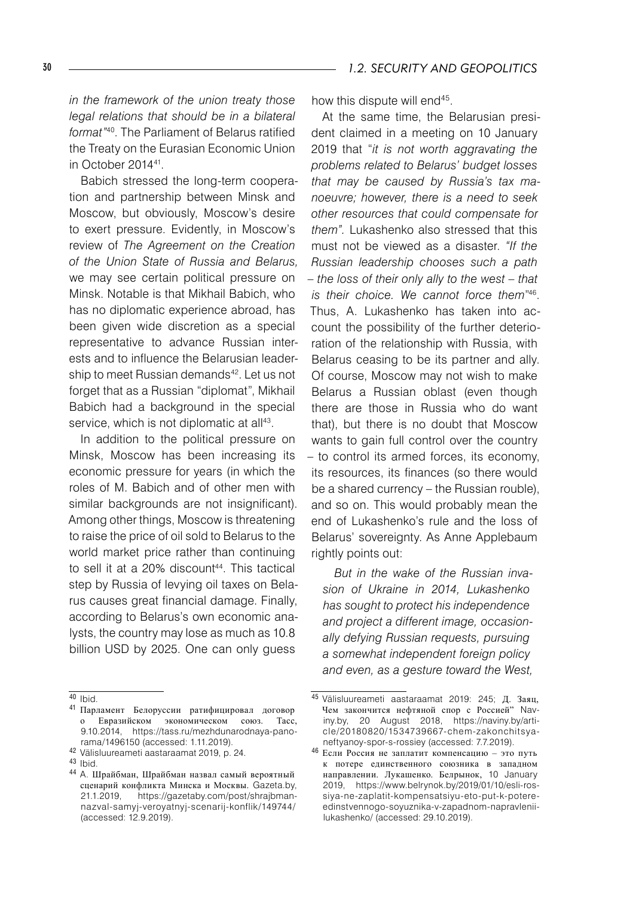*in the framework of the union treaty those legal relations that should be in a bilateral format"*[40]. The Parliament of Belarus ratified the Treaty on the Eurasian Economic Union in October 2014[41].

Babich stressed the long-term cooperation and partnership between Minsk and Moscow, but obviously, Moscow's desire to exert pressure. Evidently, in Moscow's review of *The Agreement on the Creation of the Union State of Russia and Belarus,* we may see certain political pressure on Minsk. Notable is that Mikhail Babich, who has no diplomatic experience abroad, has been given wide discretion as a special representative to advance Russian interests and to influence the Belarusian leadership to meet Russian demands[42]. Let us not forget that as a Russian "diplomat", Mikhail Babich had a background in the special service, which is not diplomatic at all[43].

In addition to the political pressure on Minsk, Moscow has been increasing its economic pressure for years (in which the roles of M. Babich and of other men with similar backgrounds are not insignificant). Among other things, Moscow is threatening to raise the price of oil sold to Belarus to the world market price rather than continuing to sell it at a 20% discount[44]. This tactical step by Russia of levying oil taxes on Belarus causes great financial damage. Finally, according to Belarus's own economic analysts, the country may lose as much as 10.8 billion USD by 2025. One can only guess how this dispute will end[45].

At the same time, the Belarusian president claimed in a meeting on 10 January 2019 that "*it is not worth aggravating the problems related to Belarus' budget losses that may be caused by Russia's tax manoeuvre; however, there is a need to seek other resources that could compensate for them"*. Lukashenko also stressed that this must not be viewed as a disaster. *"If the Russian leadership chooses such a path – the loss of their only ally to the west – that is their choice. We cannot force them"*[46]. Thus, A. Lukashenko has taken into account the possibility of the further deterioration of the relationship with Russia, with Belarus ceasing to be its partner and ally. Of course, Moscow may not wish to make Belarus a Russian oblast (even though there are those in Russia who do want that), but there is no doubt that Moscow wants to gain full control over the country – to control its armed forces, its economy, its resources, its finances (so there would be a shared currency – the Russian rouble), and so on. This would probably mean the end of Lukashenko's rule and the loss of Belarus' sovereignty. As Anne Applebaum rightly points out:

> *But in the wake of the Russian invasion of Ukraine in 2014, Lukashenko has sought to protect his independence and project a different image, occasionally defying Russian requests, pursuing a somewhat independent foreign policy and even, as a gesture toward the West,*

---

[40] Ibid.

[41] Парламент Белоруссии ратифицировал договор о Евразийском экономическом союз. Тасс, 9.10.2014, https://tass.ru/mezhdunarodnaya-panorama/1496150 (accessed: 1.11.2019).

[42] Välisluureameti aastaraamat 2019, p. 24.

[43] Ibid.

[44] А. Шрайбман, Шрайбман назвал самый вероятный сценарий конфликта Минска и Москвы. Gazeta.by, 21.1.2019, https://gazetaby.com/post/shrajbman-nazval-samyj-veroyatnyj-scenarij-konflik/149744/ (accessed: 12.9.2019).

[45] Välisluureameti aastaraamat 2019: 245; Д. Заяц, Чем закончится нефтяной спор с Россией" Naviny.by, 20 August 2018, https://naviny.by/article/20180820/1534739667-chem-zakonchitsya-neftyanoy-spor-s-rossiey (accessed: 7.7.2019).

[46] Если Россия не заплатит компенсацию – это путь к потере единственного союзника в западном направлении. Лукашенко. Белрынок, 10 January 2019, https://www.belrynok.by/2019/01/10/esli-rossiya-ne-zaplatit-kompensatsiyu-eto-put-k-potere-edinstvennogo-soyuznika-v-zapadnom-napravlenii-lukashenko/ (accessed: 29.10.2019).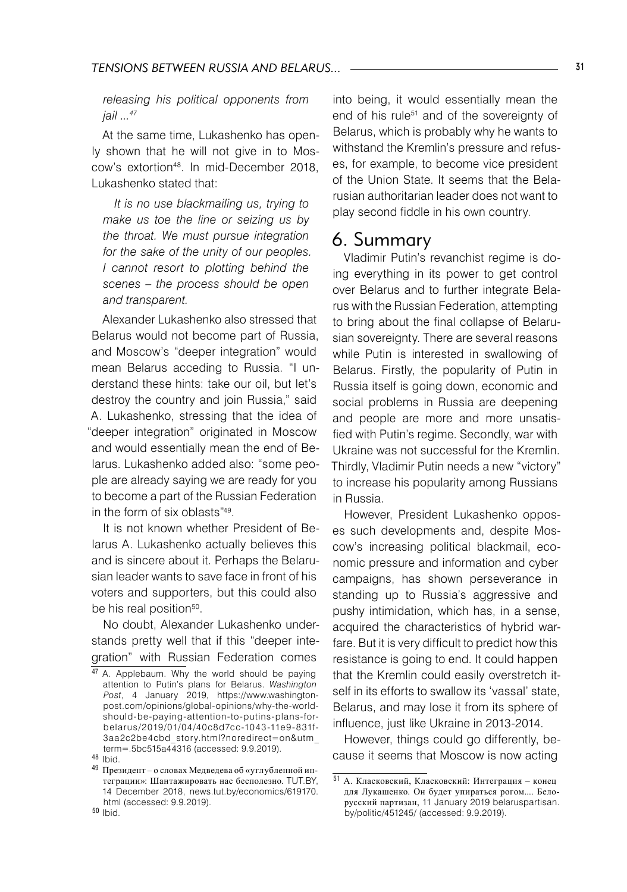*releasing his political opponents from jail ...*[47]

At the same time, Lukashenko has openly shown that he will not give in to Moscow's extortion[48]. In mid-December 2018, Lukashenko stated that:

> *It is no use blackmailing us, trying to make us toe the line or seizing us by the throat. We must pursue integration for the sake of the unity of our peoples. I cannot resort to plotting behind the scenes – the process should be open and transparent.*

Alexander Lukashenko also stressed that Belarus would not become part of Russia, and Moscow's "deeper integration" would mean Belarus acceding to Russia. "I understand these hints: take our oil, but let's destroy the country and join Russia," said A. Lukashenko, stressing that the idea of "deeper integration" originated in Moscow and would essentially mean the end of Belarus. Lukashenko added also: "some people are already saying we are ready for you to become a part of the Russian Federation in the form of six oblasts"[49].

It is not known whether President of Belarus A. Lukashenko actually believes this and is sincere about it. Perhaps the Belarusian leader wants to save face in front of his voters and supporters, but this could also be his real position[50].

No doubt, Alexander Lukashenko understands pretty well that if this "deeper integration" with Russian Federation comes into being, it would essentially mean the end of his rule[51] and of the sovereignty of Belarus, which is probably why he wants to withstand the Kremlin's pressure and refuses, for example, to become vice president of the Union State. It seems that the Belarusian authoritarian leader does not want to play second fiddle in his own country.

## 6. Summary

Vladimir Putin's revanchist regime is doing everything in its power to get control over Belarus and to further integrate Belarus with the Russian Federation, attempting to bring about the final collapse of Belarusian sovereignty. There are several reasons while Putin is interested in swallowing of Belarus. Firstly, the popularity of Putin in Russia itself is going down, economic and social problems in Russia are deepening and people are more and more unsatisfied with Putin's regime. Secondly, war with Ukraine was not successful for the Kremlin. Thirdly, Vladimir Putin needs a new "victory" to increase his popularity among Russians in Russia.

However, President Lukashenko opposes such developments and, despite Moscow's increasing political blackmail, economic pressure and information and cyber campaigns, has shown perseverance in standing up to Russia's aggressive and pushy intimidation, which has, in a sense, acquired the characteristics of hybrid warfare. But it is very difficult to predict how this resistance is going to end. It could happen that the Kremlin could easily overstretch itself in its efforts to swallow its 'vassal' state, Belarus, and may lose it from its sphere of influence, just like Ukraine in 2013-2014.

However, things could go differently, because it seems that Moscow is now acting

---

[47] A. Applebaum. Why the world should be paying attention to Putin's plans for Belarus. *Washington Post*, 4 January 2019, https://www.washingtonpost.com/opinions/global-opinions/why-the-world-should-be-paying-attention-to-putins-plans-for-belarus/2019/01/04/40c8d7cc-1043-11e9-831f-3aa2c2be4cbd_story.html?noredirect=on&utm_term=.5bc515a44316 (accessed: 9.9.2019).

[48] Ibid.

[49] Президент – о словах Медведева об «углубленной интеграции»: Шантажировать нас бесполезно. TUT.BY, 14 December 2018, news.tut.by/economics/619170.html (accessed: 9.9.2019).

[50] Ibid.

[51] А. Класковский, Класковский: Интеграция – конец для Лукашенко. Он будет упираться рогом.... Белорусский партизан, 11 January 2019 belaruspartisan.by/politic/451245/ (accessed: 9.9.2019).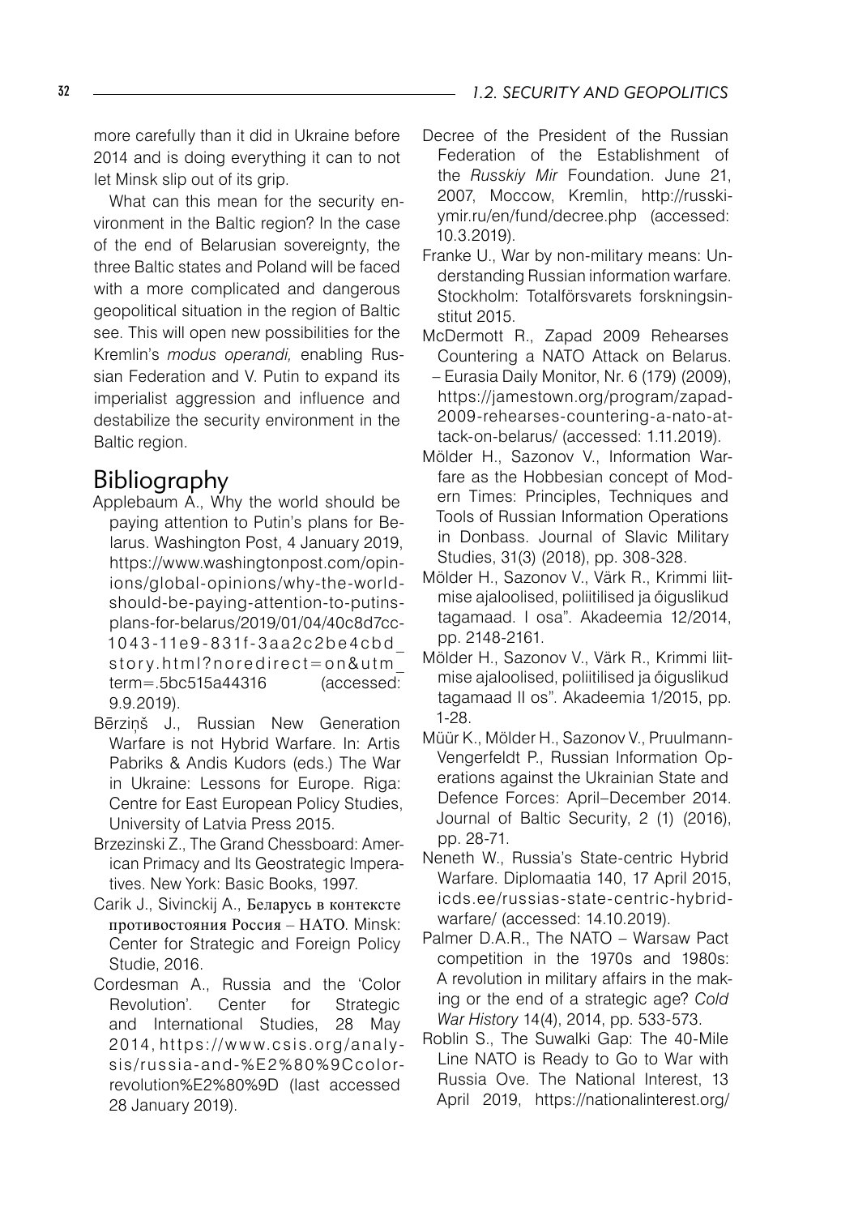more carefully than it did in Ukraine before 2014 and is doing everything it can to not let Minsk slip out of its grip.

What can this mean for the security environment in the Baltic region? In the case of the end of Belarusian sovereignty, the three Baltic states and Poland will be faced with a more complicated and dangerous geopolitical situation in the region of Baltic see. This will open new possibilities for the Kremlin's *modus operandi,* enabling Russian Federation and V. Putin to expand its imperialist aggression and influence and destabilize the security environment in the Baltic region.

## Bibliography

Applebaum A., Why the world should be paying attention to Putin's plans for Belarus. Washington Post, 4 January 2019, https://www.washingtonpost.com/opinions/global-opinions/why-the-world-should-be-paying-attention-to-putins-plans-for-belarus/2019/01/04/40c8d7cc-1043-11e9-831f-3aa2c2be4cbd_story.html?noredirect=on&utm_term=.5bc515a44316 (accessed: 9.9.2019).

Bērziņš J., Russian New Generation Warfare is not Hybrid Warfare. In: Artis Pabriks & Andis Kudors (eds.) The War in Ukraine: Lessons for Europe. Riga: Centre for East European Policy Studies, University of Latvia Press 2015.

Brzezinski Z., The Grand Chessboard: American Primacy and Its Geostrategic Imperatives. New York: Basic Books, 1997.

Carik J., Sivinckij A., Беларусь в контексте противостояния Россия – НАТО. Minsk: Center for Strategic and Foreign Policy Studie, 2016.

Cordesman A., Russia and the 'Color Revolution'. Center for Strategic and International Studies, 28 May 2014, https://www.csis.org/analysis/russia-and-%E2%80%9Ccolor-revolution%E2%80%9D (last accessed 28 January 2019).

Decree of the President of the Russian Federation of the Establishment of the *Russkiy Mir* Foundation. June 21, 2007, Moccow, Kremlin, http://russkiymir.ru/en/fund/decree.php (accessed: 10.3.2019).

Franke U., War by non-military means: Understanding Russian information warfare. Stockholm: Totalförsvarets forskningsinstitut 2015.

McDermott R., Zapad 2009 Rehearses Countering a NATO Attack on Belarus. – Eurasia Daily Monitor, Nr. 6 (179) (2009), https://jamestown.org/program/zapad-2009-rehearses-countering-a-nato-attack-on-belarus/ (accessed: 1.11.2019).

Mölder H., Sazonov V., Information Warfare as the Hobbesian concept of Modern Times: Principles, Techniques and Tools of Russian Information Operations in Donbass. Journal of Slavic Military Studies, 31(3) (2018), pp. 308-328.

Mölder H., Sazonov V., Värk R., Krimmi liitmise ajaloolised, poliitilised ja õiguslikud tagamaad. I osa". Akadeemia 12/2014, pp. 2148-2161.

Mölder H., Sazonov V., Värk R., Krimmi liitmise ajaloolised, poliitilised ja õiguslikud tagamaad II os". Akadeemia 1/2015, pp. 1-28.

Müür K., Mölder H., Sazonov V., Pruulmann-Vengerfeldt P., Russian Information Operations against the Ukrainian State and Defence Forces: April–December 2014. Journal of Baltic Security, 2 (1) (2016), pp. 28-71.

Neneth W., Russia's State-centric Hybrid Warfare. Diplomaatia 140, 17 April 2015, icds.ee/russias-state-centric-hybrid-warfare/ (accessed: 14.10.2019).

Palmer D.A.R., The NATO – Warsaw Pact competition in the 1970s and 1980s: A revolution in military affairs in the making or the end of a strategic age? *Cold War History* 14(4), 2014, pp. 533-573.

Roblin S., The Suwalki Gap: The 40-Mile Line NATO is Ready to Go to War with Russia Ove. The National Interest, 13 April 2019, https://nationalinterest.org/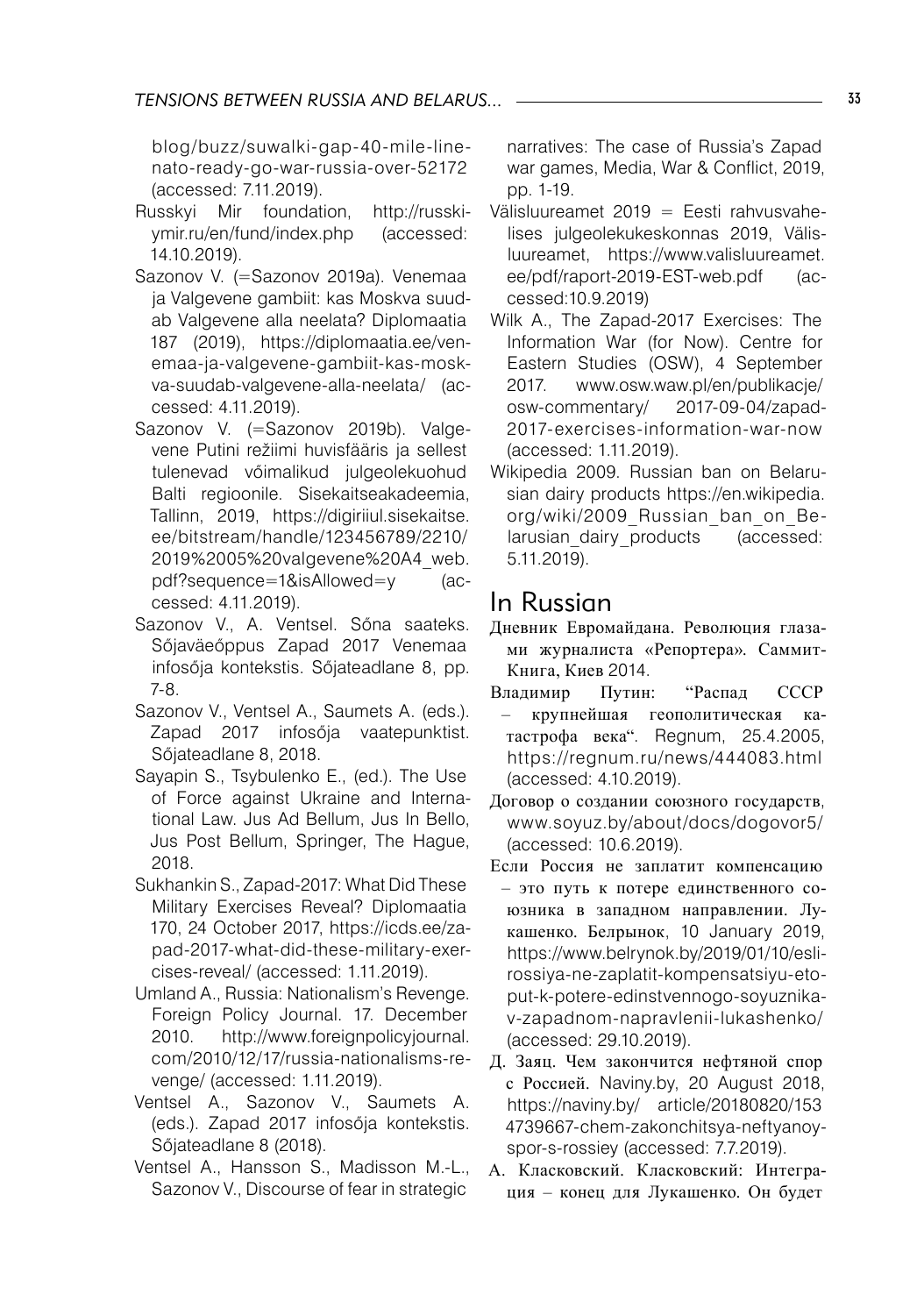blog/buzz/suwalki-gap-40-mile-line-nato-ready-go-war-russia-over-52172 (accessed: 7.11.2019).

Russkyi Mir foundation, http://russkiymir.ru/en/fund/index.php (accessed: 14.10.2019).

Sazonov V. (=Sazonov 2019a). Venemaa ja Valgevene gambiit: kas Moskva suudab Valgevene alla neelata? Diplomaatia 187 (2019), https://diplomaatia.ee/venemaa-ja-valgevene-gambiit-kas-moskva-suudab-valgevene-alla-neelata/ (accessed: 4.11.2019).

Sazonov V. (=Sazonov 2019b). Valgevene Putini režiimi huvisfääris ja sellest tulenevad võimalikud julgeolekuohud Balti regioonile. Sisekaitseakadeemia, Tallinn, 2019, https://digiriiul.sisekaitse.ee/bitstream/handle/123456789/2210/2019%2005%20valgevene%20A4_web.pdf?sequence=1&isAllowed=y (accessed: 4.11.2019).

Sazonov V., A. Ventsel. Sõna saateks. Sõjaväeõppus Zapad 2017 Venemaa infosõja kontekstis. Sõjateadlane 8, pp. 7-8.

Sazonov V., Ventsel A., Saumets A. (eds.). Zapad 2017 infosõja vaatepunktist. Sõjateadlane 8, 2018.

Sayapin S., Tsybulenko E., (ed.). The Use of Force against Ukraine and International Law. Jus Ad Bellum, Jus In Bello, Jus Post Bellum, Springer, The Hague, 2018.

Sukhankin S., Zapad-2017: What Did These Military Exercises Reveal? Diplomaatia 170, 24 October 2017, https://icds.ee/zapad-2017-what-did-these-military-exercises-reveal/ (accessed: 1.11.2019).

Umland A., Russia: Nationalism's Revenge. Foreign Policy Journal. 17. December 2010. http://www.foreignpolicyjournal.com/2010/12/17/russia-nationalisms-revenge/ (accessed: 1.11.2019).

Ventsel A., Sazonov V., Saumets A. (eds.). Zapad 2017 infosõja kontekstis. Sõjateadlane 8 (2018).

Ventsel A., Hansson S., Madisson M.-L., Sazonov V., Discourse of fear in strategic narratives: The case of Russia's Zapad war games, Media, War & Conflict, 2019, pp. 1-19.

Välisluureamet 2019 = Eesti rahvusvahelises julgeolekukeskonnas 2019, Välisluureamet, https://www.valisluureamet.ee/pdf/raport-2019-EST-web.pdf (accessed:10.9.2019)

Wilk A., The Zapad-2017 Exercises: The Information War (for Now). Centre for Eastern Studies (OSW), 4 September 2017. www.osw.waw.pl/en/publikacje/osw-commentary/ 2017-09-04/zapad-2017-exercises-information-war-now (accessed: 1.11.2019).

Wikipedia 2009. Russian ban on Belarusian dairy products https://en.wikipedia.org/wiki/2009_Russian_ban_on_Belarusian_dairy_products (accessed: 5.11.2019).

## In Russian

Дневник Евромайдана. Революция глазами журналиста «Репортера». Саммит-Книга, Киев 2014.

Владимир Путин: "Распад СССР – крупнейшая геополитическая катастрофа века". Regnum, 25.4.2005, https://regnum.ru/news/444083.html (accessed: 4.10.2019).

Договор о создании союзного государств, www.soyuz.by/about/docs/dogovor5/ (accessed: 10.6.2019).

Если Россия не заплатит компенсацию – это путь к потере единственного союзника в западном направлении. Лукашенко. Белрынок, 10 January 2019, https://www.belrynok.by/2019/01/10/esli-rossiya-ne-zaplatit-kompensatsiyu-eto-put-k-potere-edinstvennogo-soyuznika-v-zapadnom-napravlenii-lukashenko/ (accessed: 29.10.2019).

Д. Заяц. Чем закончится нефтяной спор с Россией. Naviny.by, 20 August 2018, https://naviny.by/ article/20180820/1534739667-chem-zakonchitsya-neftyanoy-spor-s-rossiey (accessed: 7.7.2019).

А. Класковский. Класковский: Интеграция – конец для Лукашенко. Он будет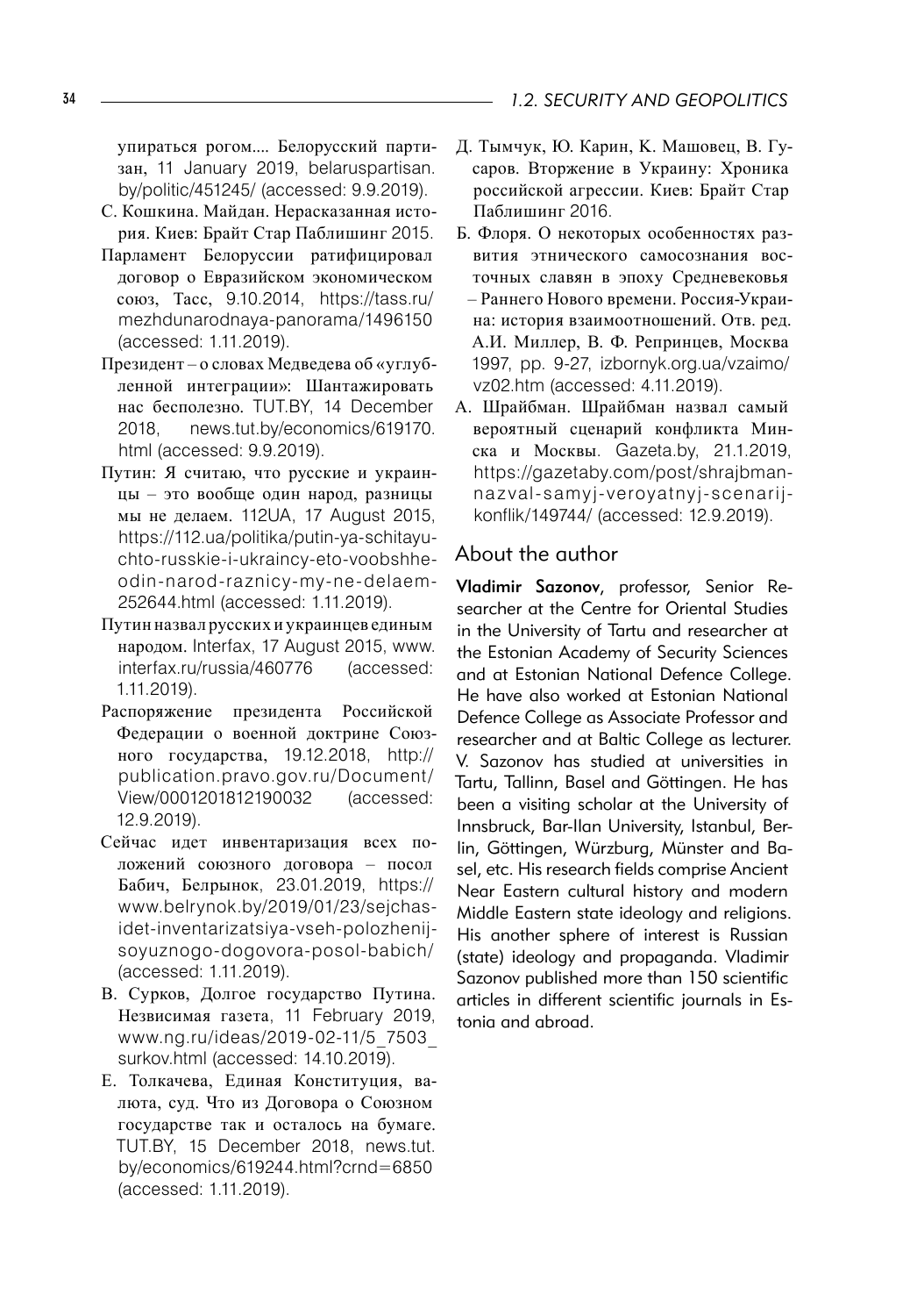упираться рогом.... Белорусский партизан, 11 January 2019, belaruspartisan.by/politic/451245/ (accessed: 9.9.2019).

С. Кошкина. Майдан. Нерасказанная история. Киев: Брайт Стар Паблишинг 2015.

Парламент Белоруссии ратифицировал договор о Евразийском экономическом союз, Тасс, 9.10.2014, https://tass.ru/mezhdunarodnaya-panorama/1496150 (accessed: 1.11.2019).

Президент – о словах Медведева об «углубленной интеграции»: Шантажировать нас бесполезно. TUT.BY, 14 December 2018, news.tut.by/economics/619170.html (accessed: 9.9.2019).

Путин: Я считаю, что русские и украинцы – это вообще один народ, разницы мы не делаем. 112UA, 17 August 2015, https://112.ua/politika/putin-ya-schitayuchto-russkie-i-ukraincy-eto-voobshhe-odin-narod-raznicy-my-ne-delaem-252644.html (accessed: 1.11.2019).

Путин назвал русских и украинцев единым народом. Interfax, 17 August 2015, www.interfax.ru/russia/460776 (accessed: 1.11.2019).

Распоряжение президента Российской Федерации о военной доктрине Союзного государства, 19.12.2018, http://publication.pravo.gov.ru/Document/View/0001201812190032 (accessed: 12.9.2019).

Сейчас идет инвентаризация всех положений союзного договора – посол Бабич, Белрынок, 23.01.2019, https://www.belrynok.by/2019/01/23/sejchas-idet-inventarizatsiya-vseh-polozhenij-soyuznogo-dogovora-posol-babich/ (accessed: 1.11.2019).

В. Сурков, Долгое государство Путина. Нeзвисимая газета, 11 February 2019, www.ng.ru/ideas/2019-02-11/5_7503_surkov.html (accessed: 14.10.2019).

Е. Толкачева, Единая Конституция, валюта, суд. Что из Договора о Союзном государстве так и осталось на бумаге. TUT.BY, 15 December 2018, news.tut.by/economics/619244.html?crnd=6850 (accessed: 1.11.2019).

Д. Тымчук, Ю. Карин, К. Машовец, В. Гусаров. Вторжение в Украину: Хроника российской агрессии. Киев: Брайт Стар Паблишинг 2016.

Б. Флоря. О некоторых особенностях развития этнического самосознания восточных славян в эпоху Средневековья – Раннего Нового времени. Россия-Украина: история взаимоотношений. Отв. ред. А.И. Миллер, В. Ф. Репринцев, Москва 1997, pp. 9-27, izbornyk.org.ua/vzaimo/vz02.htm (accessed: 4.11.2019).

А. Шрайбман. Шрайбман назвал самый вероятный сценарий конфликта Минска и Москвы. Gazeta.by, 21.1.2019, https://gazetaby.com/post/shrajbman-nazval-samyj-veroyatnyj-scenarij-konflik/149744/ (accessed: 12.9.2019).

## About the author

**Vladimir Sazonov**, professor, Senior Researcher at the Centre for Oriental Studies in the University of Tartu and researcher at the Estonian Academy of Security Sciences and at Estonian National Defence College. He have also worked at Estonian National Defence College as Associate Professor and researcher and at Baltic College as lecturer. V. Sazonov has studied at universities in Tartu, Tallinn, Basel and Göttingen. He has been a visiting scholar at the University of Innsbruck, Bar-Ilan University, Istanbul, Berlin, Göttingen, Würzburg, Münster and Basel, etc. His research fields comprise Ancient Near Eastern cultural history and modern Middle Eastern state ideology and religions. His another sphere of interest is Russian (state) ideology and propaganda. Vladimir Sazonov published more than 150 scientific articles in different scientific journals in Estonia and abroad.